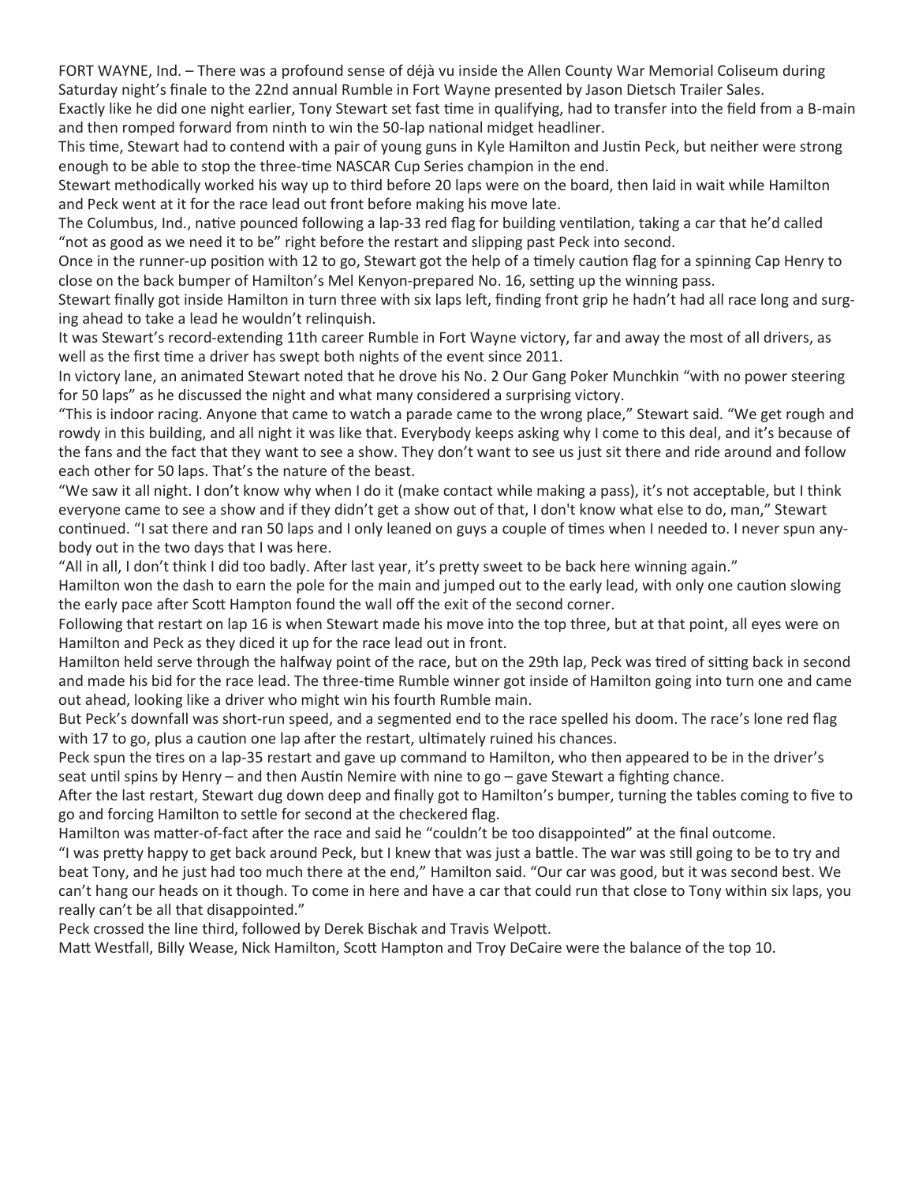FORT WAYNE, Ind. – There was a profound sense of déjà vu inside the Allen County War Memorial Coliseum during Saturday night's finale to the 22nd annual Rumble in Fort Wayne presented by Jason Dietsch Trailer Sales.

Exactly like he did one night earlier, Tony Stewart set fast time in qualifying, had to transfer into the field from a B-main and then romped forward from ninth to win the 50-lap national midget headliner.

This time, Stewart had to contend with a pair of young guns in Kyle Hamilton and Justin Peck, but neither were strong enough to be able to stop the three-time NASCAR Cup Series champion in the end.

Stewart methodically worked his way up to third before 20 laps were on the board, then laid in wait while Hamilton and Peck went at it for the race lead out front before making his move late.

The Columbus, Ind., native pounced following a lap-33 red flag for building ventilation, taking a car that he'd called "not as good as we need it to be" right before the restart and slipping past Peck into second.

Once in the runner-up position with 12 to go, Stewart got the help of a timely caution flag for a spinning Cap Henry to close on the back bumper of Hamilton's Mel Kenyon-prepared No. 16, setting up the winning pass.

Stewart finally got inside Hamilton in turn three with six laps left, finding front grip he hadn't had all race long and surging ahead to take a lead he wouldn't relinquish.

It was Stewart's record-extending 11th career Rumble in Fort Wayne victory, far and away the most of all drivers, as well as the first time a driver has swept both nights of the event since 2011.

In victory lane, an animated Stewart noted that he drove his No. 2 Our Gang Poker Munchkin "with no power steering for 50 laps" as he discussed the night and what many considered a surprising victory.

"This is indoor racing. Anyone that came to watch a parade came to the wrong place," Stewart said. "We get rough and rowdy in this building, and all night it was like that. Everybody keeps asking why I come to this deal, and it's because of the fans and the fact that they want to see a show. They don't want to see us just sit there and ride around and follow each other for 50 laps. That's the nature of the beast.

"We saw it all night. I don't know why when I do it (make contact while making a pass), it's not acceptable, but I think everyone came to see a show and if they didn't get a show out of that, I don't know what else to do, man," Stewart continued. "I sat there and ran 50 laps and I only leaned on guys a couple of times when I needed to. I never spun anybody out in the two days that I was here.

"All in all, I don't think I did too badly. After last year, it's pretty sweet to be back here winning again."

Hamilton won the dash to earn the pole for the main and jumped out to the early lead, with only one caution slowing the early pace after Scott Hampton found the wall off the exit of the second corner.

Following that restart on lap 16 is when Stewart made his move into the top three, but at that point, all eyes were on Hamilton and Peck as they diced it up for the race lead out in front.

Hamilton held serve through the halfway point of the race, but on the 29th lap, Peck was tired of sitting back in second and made his bid for the race lead. The three-time Rumble winner got inside of Hamilton going into turn one and came out ahead, looking like a driver who might win his fourth Rumble main.

But Peck's downfall was short-run speed, and a segmented end to the race spelled his doom. The race's lone red flag with 17 to go, plus a caution one lap after the restart, ultimately ruined his chances.

Peck spun the tires on a lap-35 restart and gave up command to Hamilton, who then appeared to be in the driver's seat until spins by Henry – and then Austin Nemire with nine to go – gave Stewart a fighting chance.

After the last restart, Stewart dug down deep and finally got to Hamilton's bumper, turning the tables coming to five to go and forcing Hamilton to settle for second at the checkered flag.

Hamilton was matter-of-fact after the race and said he "couldn't be too disappointed" at the final outcome.

"I was pretty happy to get back around Peck, but I knew that was just a battle. The war was still going to be to try and beat Tony, and he just had too much there at the end," Hamilton said. "Our car was good, but it was second best. We can't hang our heads on it though. To come in here and have a car that could run that close to Tony within six laps, you really can't be all that disappointed."

Peck crossed the line third, followed by Derek Bischak and Travis Welpott.

Matt Westfall, Billy Wease, Nick Hamilton, Scott Hampton and Troy DeCaire were the balance of the top 10.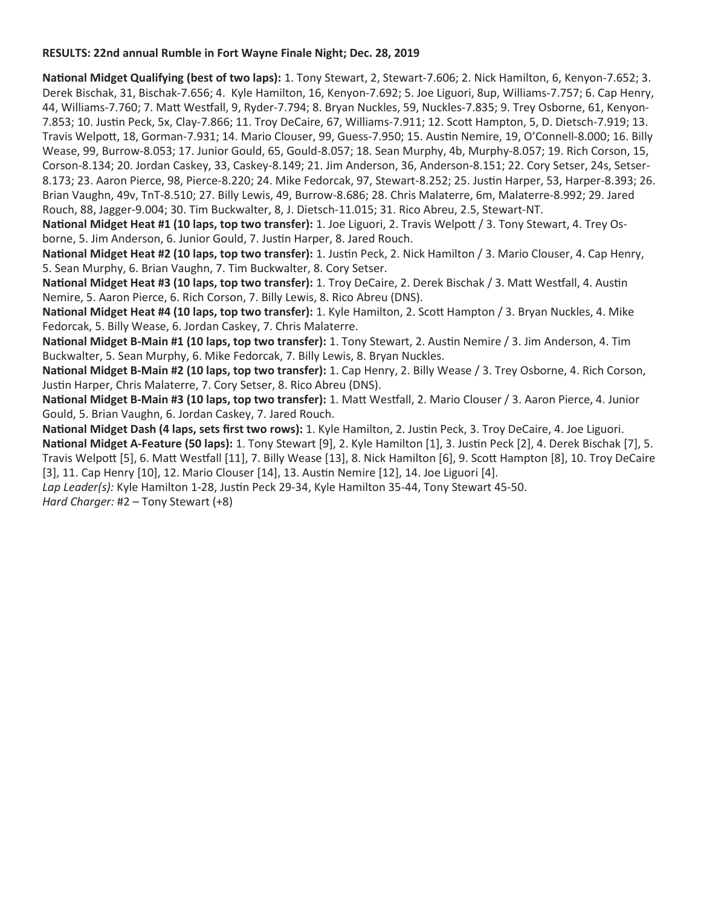**RESULTS: 22nd annual Rumble in Fort Wayne Finale Night; Dec. 28, 2019**

**National Midget Qualifying (best of two laps):** 1. Tony Stewart, 2, Stewart-7.606; 2. Nick Hamilton, 6, Kenyon-7.652; 3. Derek Bischak, 31, Bischak-7.656; 4. Kyle Hamilton, 16, Kenyon-7.692; 5. Joe Liguori, 8up, Williams-7.757; 6. Cap Henry, 44, Williams-7.760; 7. Matt Westfall, 9, Ryder-7.794; 8. Bryan Nuckles, 59, Nuckles-7.835; 9. Trey Osborne, 61, Kenyon-7.853; 10. Justin Peck, 5x, Clay-7.866; 11. Troy DeCaire, 67, Williams-7.911; 12. Scott Hampton, 5, D. Dietsch-7.919; 13. Travis Welpott, 18, Gorman-7.931; 14. Mario Clouser, 99, Guess-7.950; 15. Austin Nemire, 19, O'Connell-8.000; 16. Billy Wease, 99, Burrow-8.053; 17. Junior Gould, 65, Gould-8.057; 18. Sean Murphy, 4b, Murphy-8.057; 19. Rich Corson, 15, Corson-8.134; 20. Jordan Caskey, 33, Caskey-8.149; 21. Jim Anderson, 36, Anderson-8.151; 22. Cory Setser, 24s, Setser-8.173; 23. Aaron Pierce, 98, Pierce-8.220; 24. Mike Fedorcak, 97, Stewart-8.252; 25. Justin Harper, 53, Harper-8.393; 26. Brian Vaughn, 49v, TnT-8.510; 27. Billy Lewis, 49, Burrow-8.686; 28. Chris Malaterre, 6m, Malaterre-8.992; 29. Jared Rouch, 88, Jagger-9.004; 30. Tim Buckwalter, 8, J. Dietsch-11.015; 31. Rico Abreu, 2.5, Stewart-NT.

**National Midget Heat #1 (10 laps, top two transfer):** 1. Joe Liguori, 2. Travis Welpott / 3. Tony Stewart, 4. Trey Osborne, 5. Jim Anderson, 6. Junior Gould, 7. Justin Harper, 8. Jared Rouch.

**National Midget Heat #2 (10 laps, top two transfer):** 1. Justin Peck, 2. Nick Hamilton / 3. Mario Clouser, 4. Cap Henry, 5. Sean Murphy, 6. Brian Vaughn, 7. Tim Buckwalter, 8. Cory Setser.

**National Midget Heat #3 (10 laps, top two transfer):** 1. Troy DeCaire, 2. Derek Bischak / 3. Matt Westfall, 4. Austin Nemire, 5. Aaron Pierce, 6. Rich Corson, 7. Billy Lewis, 8. Rico Abreu (DNS).

**National Midget Heat #4 (10 laps, top two transfer):** 1. Kyle Hamilton, 2. Scott Hampton / 3. Bryan Nuckles, 4. Mike Fedorcak, 5. Billy Wease, 6. Jordan Caskey, 7. Chris Malaterre.

**National Midget B-Main #1 (10 laps, top two transfer):** 1. Tony Stewart, 2. Austin Nemire / 3. Jim Anderson, 4. Tim Buckwalter, 5. Sean Murphy, 6. Mike Fedorcak, 7. Billy Lewis, 8. Bryan Nuckles.

**National Midget B-Main #2 (10 laps, top two transfer):** 1. Cap Henry, 2. Billy Wease / 3. Trey Osborne, 4. Rich Corson, Justin Harper, Chris Malaterre, 7. Cory Setser, 8. Rico Abreu (DNS).

**National Midget B-Main #3 (10 laps, top two transfer):** 1. Matt Westfall, 2. Mario Clouser / 3. Aaron Pierce, 4. Junior Gould, 5. Brian Vaughn, 6. Jordan Caskey, 7. Jared Rouch.

**National Midget Dash (4 laps, sets first two rows):** 1. Kyle Hamilton, 2. Justin Peck, 3. Troy DeCaire, 4. Joe Liguori.

**National Midget A-Feature (50 laps):** 1. Tony Stewart [9], 2. Kyle Hamilton [1], 3. Justin Peck [2], 4. Derek Bischak [7], 5. Travis Welpott [5], 6. Matt Westfall [11], 7. Billy Wease [13], 8. Nick Hamilton [6], 9. Scott Hampton [8], 10. Troy DeCaire [3], 11. Cap Henry [10], 12. Mario Clouser [14], 13. Austin Nemire [12], 14. Joe Liguori [4].

*Lap Leader(s):* Kyle Hamilton 1-28, Justin Peck 29-34, Kyle Hamilton 35-44, Tony Stewart 45-50.

*Hard Charger:* #2 – Tony Stewart (+8)